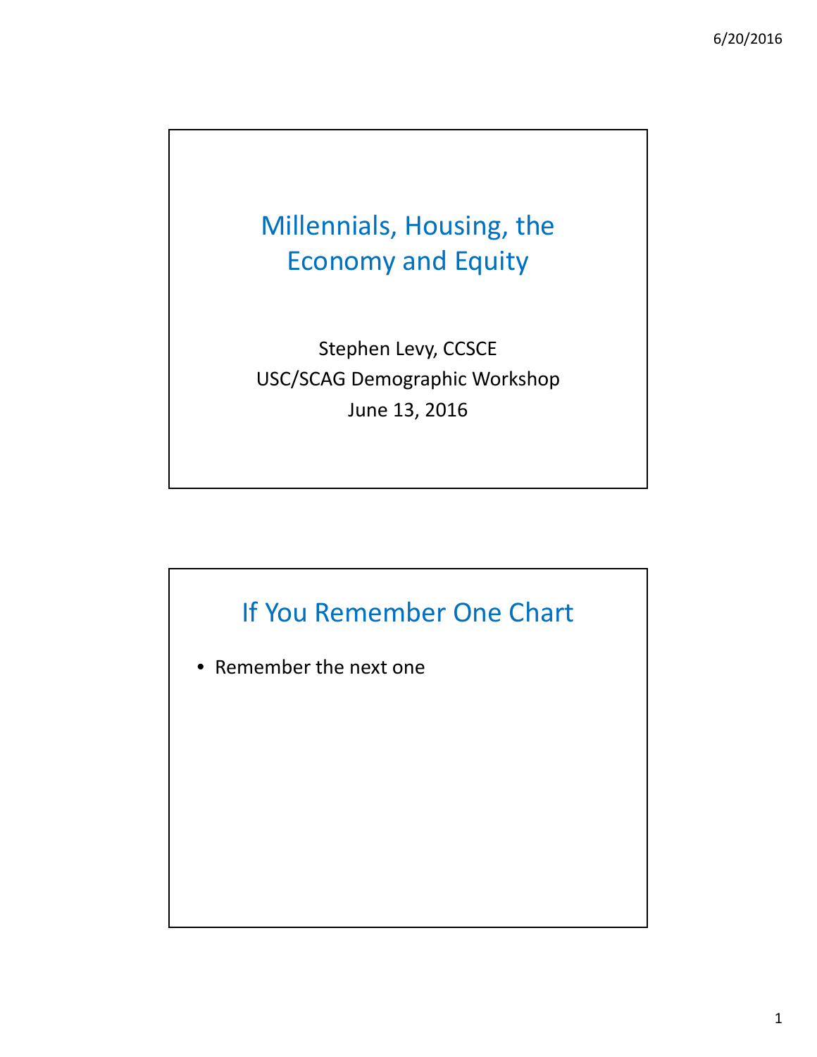# Millennials, Housing, the Economy and Equity

Stephen Levy, CCSCE

USC/SCAG Demographic Workshop

June 13, 2016

## If You Remember One Chart

- Remember the next one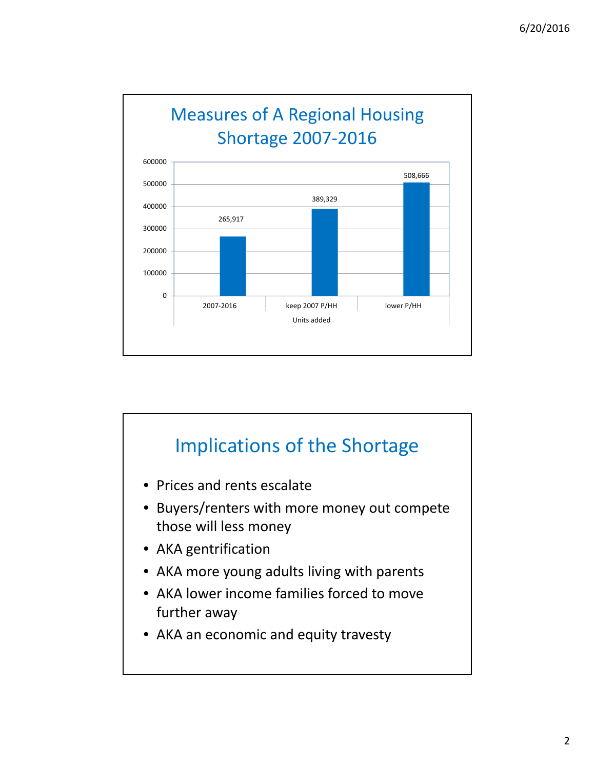## Measures of A Regional Housing Shortage 2007-2016

| Units added | Value |
|---|---|
| 2007-2016 | 265,917 |
| keep 2007 P/HH | 389,329 |
| lower P/HH | 508,666 |

## Implications of the Shortage

- Prices and rents escalate
- Buyers/renters with more money out compete those will less money
- AKA gentrification
- AKA more young adults living with parents
- AKA lower income families forced to move further away
- AKA an economic and equity travesty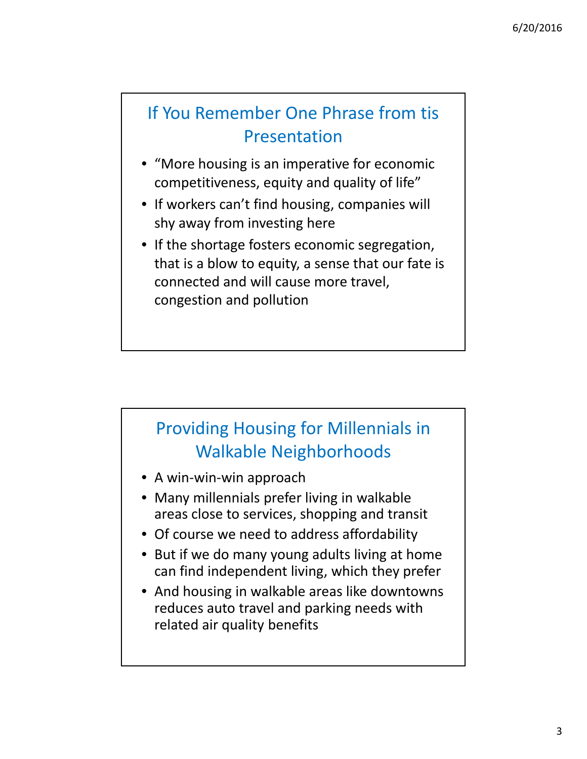## If You Remember One Phrase from tis Presentation

- "More housing is an imperative for economic competitiveness, equity and quality of life"
- If workers can't find housing, companies will shy away from investing here
- If the shortage fosters economic segregation, that is a blow to equity, a sense that our fate is connected and will cause more travel, congestion and pollution

## Providing Housing for Millennials in Walkable Neighborhoods

- A win-win-win approach
- Many millennials prefer living in walkable areas close to services, shopping and transit
- Of course we need to address affordability
- But if we do many young adults living at home can find independent living, which they prefer
- And housing in walkable areas like downtowns reduces auto travel and parking needs with related air quality benefits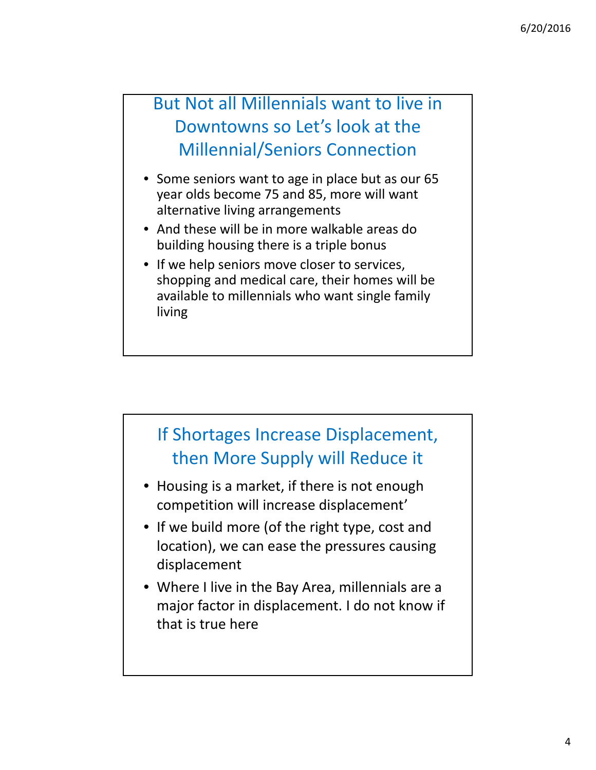## But Not all Millennials want to live in Downtowns so Let's look at the Millennial/Seniors Connection

- Some seniors want to age in place but as our 65 year olds become 75 and 85, more will want alternative living arrangements
- And these will be in more walkable areas do building housing there is a triple bonus
- If we help seniors move closer to services, shopping and medical care, their homes will be available to millennials who want single family living

## If Shortages Increase Displacement, then More Supply will Reduce it

- Housing is a market, if there is not enough competition will increase displacement'
- If we build more (of the right type, cost and location), we can ease the pressures causing displacement
- Where I live in the Bay Area, millennials are a major factor in displacement. I do not know if that is true here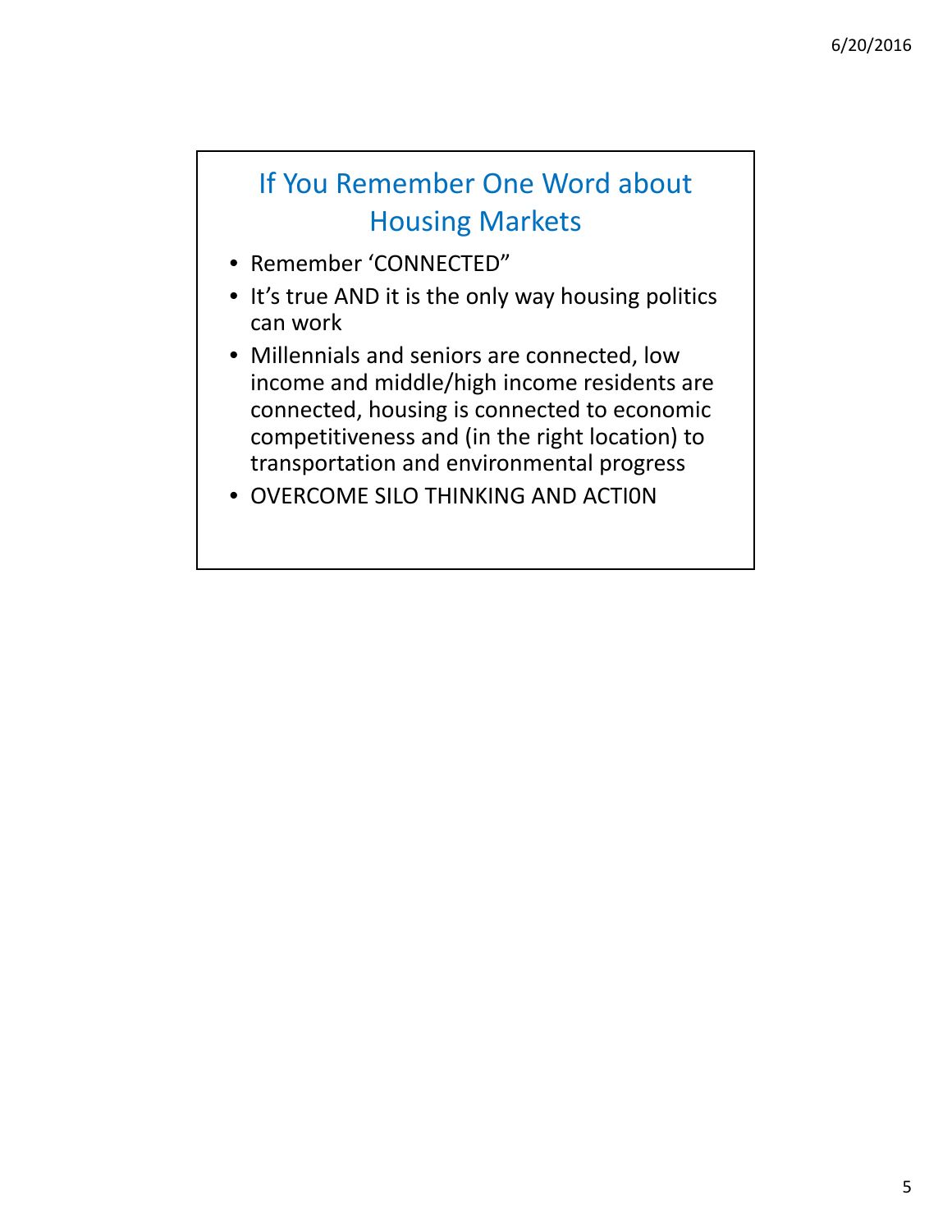## If You Remember One Word about Housing Markets

- Remember ‘CONNECTED”
- It’s true AND it is the only way housing politics can work
- Millennials and seniors are connected, low income and middle/high income residents are connected, housing is connected to economic competitiveness and (in the right location) to transportation and environmental progress
- OVERCOME SILO THINKING AND ACTI0N